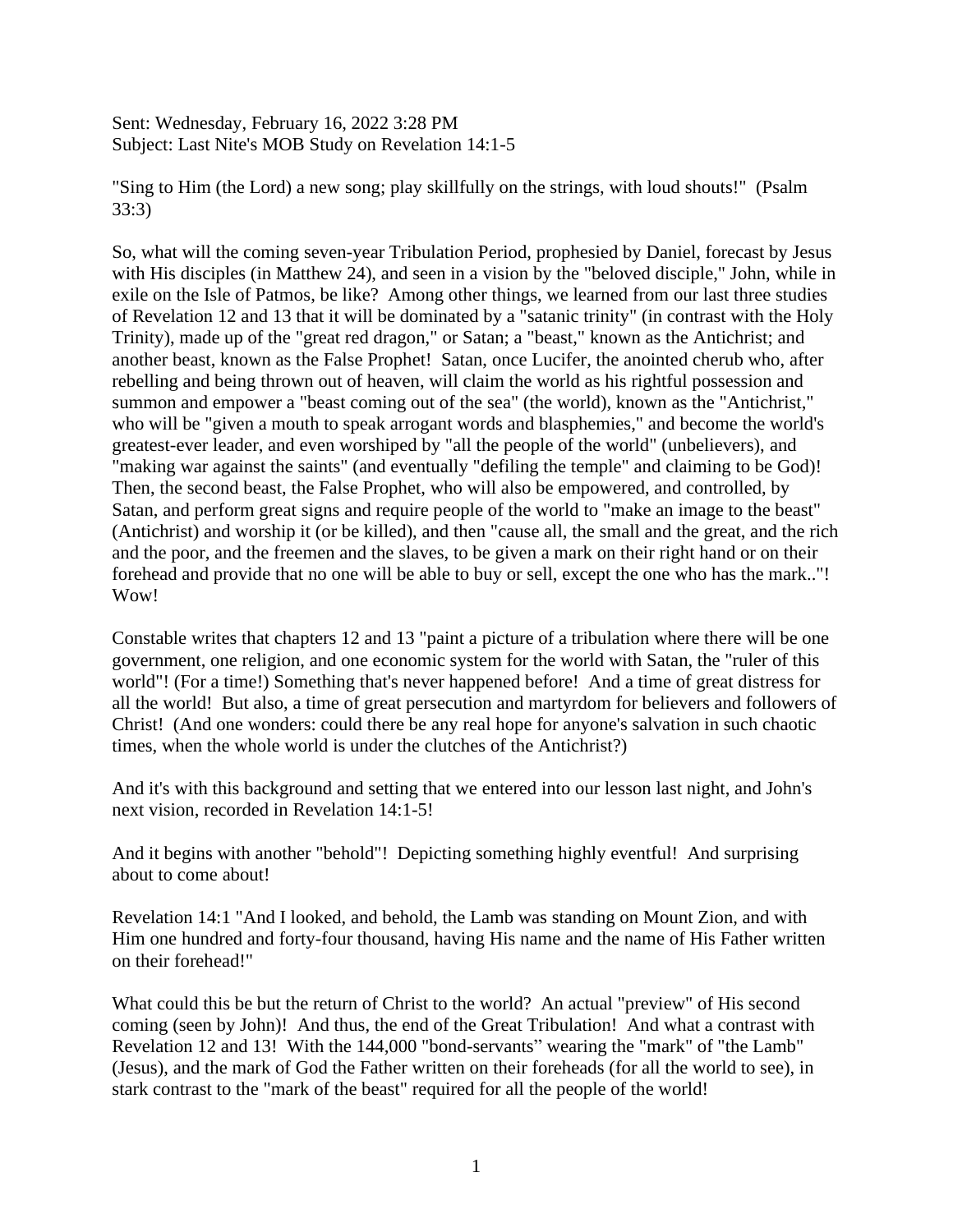Sent: Wednesday, February 16, 2022 3:28 PM
Subject: Last Nite's MOB Study on Revelation 14:1-5

"Sing to Him (the Lord) a new song; play skillfully on the strings, with loud shouts!" (Psalm 33:3)

So, what will the coming seven-year Tribulation Period, prophesied by Daniel, forecast by Jesus with His disciples (in Matthew 24), and seen in a vision by the "beloved disciple," John, while in exile on the Isle of Patmos, be like? Among other things, we learned from our last three studies of Revelation 12 and 13 that it will be dominated by a "satanic trinity" (in contrast with the Holy Trinity), made up of the "great red dragon," or Satan; a "beast," known as the Antichrist; and another beast, known as the False Prophet! Satan, once Lucifer, the anointed cherub who, after rebelling and being thrown out of heaven, will claim the world as his rightful possession and summon and empower a "beast coming out of the sea" (the world), known as the "Antichrist," who will be "given a mouth to speak arrogant words and blasphemies," and become the world's greatest-ever leader, and even worshiped by "all the people of the world" (unbelievers), and "making war against the saints" (and eventually "defiling the temple" and claiming to be God)! Then, the second beast, the False Prophet, who will also be empowered, and controlled, by Satan, and perform great signs and require people of the world to "make an image to the beast" (Antichrist) and worship it (or be killed), and then "cause all, the small and the great, and the rich and the poor, and the freemen and the slaves, to be given a mark on their right hand or on their forehead and provide that no one will be able to buy or sell, except the one who has the mark.."! Wow!

Constable writes that chapters 12 and 13 "paint a picture of a tribulation where there will be one government, one religion, and one economic system for the world with Satan, the "ruler of this world"! (For a time!) Something that's never happened before! And a time of great distress for all the world! But also, a time of great persecution and martyrdom for believers and followers of Christ! (And one wonders: could there be any real hope for anyone's salvation in such chaotic times, when the whole world is under the clutches of the Antichrist?)

And it's with this background and setting that we entered into our lesson last night, and John's next vision, recorded in Revelation 14:1-5!

And it begins with another "behold"! Depicting something highly eventful! And surprising about to come about!

Revelation 14:1 "And I looked, and behold, the Lamb was standing on Mount Zion, and with Him one hundred and forty-four thousand, having His name and the name of His Father written on their forehead!"

What could this be but the return of Christ to the world? An actual "preview" of His second coming (seen by John)! And thus, the end of the Great Tribulation! And what a contrast with Revelation 12 and 13! With the 144,000 "bond-servants" wearing the "mark" of "the Lamb" (Jesus), and the mark of God the Father written on their foreheads (for all the world to see), in stark contrast to the "mark of the beast" required for all the people of the world!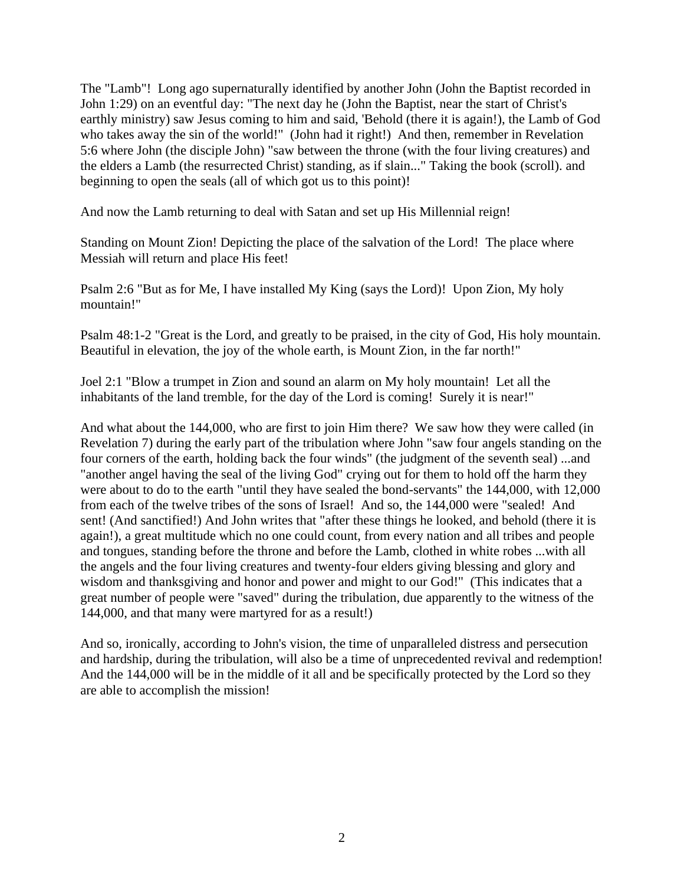The "Lamb"! Long ago supernaturally identified by another John (John the Baptist recorded in John 1:29) on an eventful day: "The next day he (John the Baptist, near the start of Christ's earthly ministry) saw Jesus coming to him and said, 'Behold (there it is again!), the Lamb of God who takes away the sin of the world!" (John had it right!) And then, remember in Revelation 5:6 where John (the disciple John) "saw between the throne (with the four living creatures) and the elders a Lamb (the resurrected Christ) standing, as if slain..." Taking the book (scroll). and beginning to open the seals (all of which got us to this point)!

And now the Lamb returning to deal with Satan and set up His Millennial reign!

Standing on Mount Zion! Depicting the place of the salvation of the Lord! The place where Messiah will return and place His feet!

Psalm 2:6 "But as for Me, I have installed My King (says the Lord)! Upon Zion, My holy mountain!"

Psalm 48:1-2 "Great is the Lord, and greatly to be praised, in the city of God, His holy mountain. Beautiful in elevation, the joy of the whole earth, is Mount Zion, in the far north!"

Joel 2:1 "Blow a trumpet in Zion and sound an alarm on My holy mountain! Let all the inhabitants of the land tremble, for the day of the Lord is coming! Surely it is near!"

And what about the 144,000, who are first to join Him there? We saw how they were called (in Revelation 7) during the early part of the tribulation where John "saw four angels standing on the four corners of the earth, holding back the four winds" (the judgment of the seventh seal) ...and "another angel having the seal of the living God" crying out for them to hold off the harm they were about to do to the earth "until they have sealed the bond-servants" the 144,000, with 12,000 from each of the twelve tribes of the sons of Israel! And so, the 144,000 were "sealed! And sent! (And sanctified!) And John writes that "after these things he looked, and behold (there it is again!), a great multitude which no one could count, from every nation and all tribes and people and tongues, standing before the throne and before the Lamb, clothed in white robes ...with all the angels and the four living creatures and twenty-four elders giving blessing and glory and wisdom and thanksgiving and honor and power and might to our God!" (This indicates that a great number of people were "saved" during the tribulation, due apparently to the witness of the 144,000, and that many were martyred for as a result!)

And so, ironically, according to John's vision, the time of unparalleled distress and persecution and hardship, during the tribulation, will also be a time of unprecedented revival and redemption! And the 144,000 will be in the middle of it all and be specifically protected by the Lord so they are able to accomplish the mission!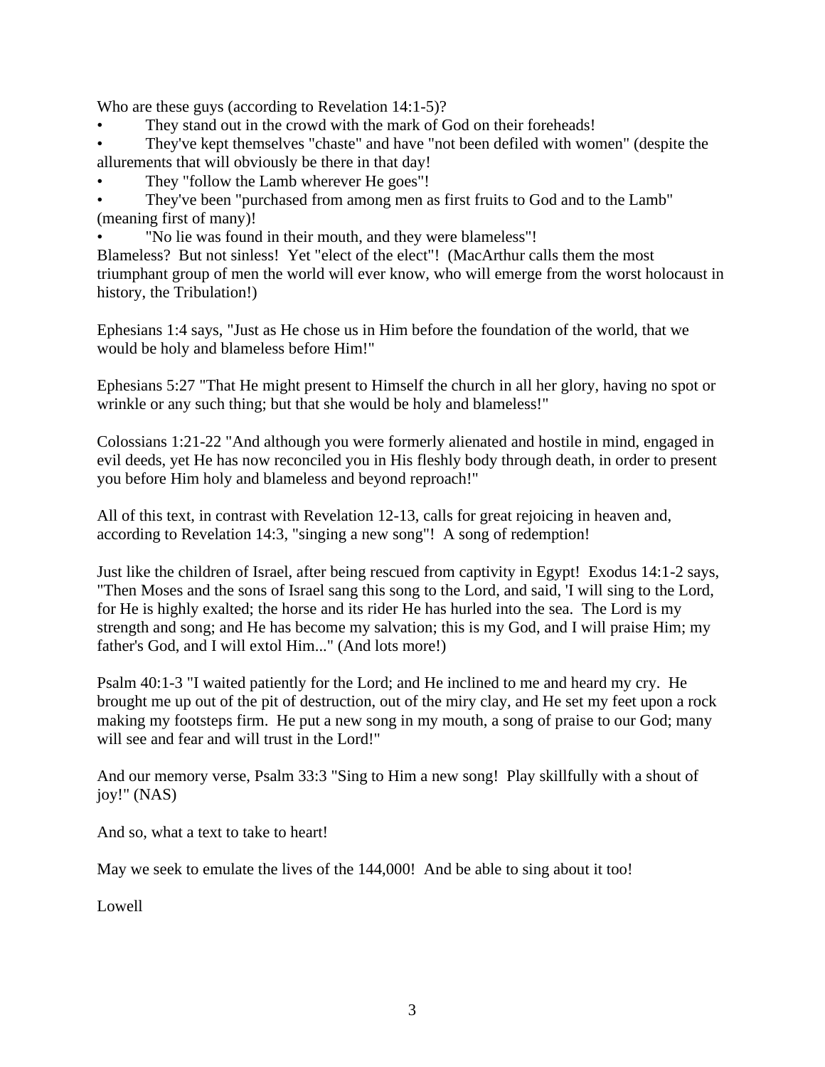Who are these guys (according to Revelation 14:1-5)?

- They stand out in the crowd with the mark of God on their foreheads!
- They've kept themselves "chaste" and have "not been defiled with women" (despite the allurements that will obviously be there in that day!
- They "follow the Lamb wherever He goes"!
- They've been "purchased from among men as first fruits to God and to the Lamb" (meaning first of many)!
- "No lie was found in their mouth, and they were blameless"!

Blameless? But not sinless! Yet "elect of the elect"! (MacArthur calls them the most triumphant group of men the world will ever know, who will emerge from the worst holocaust in history, the Tribulation!)

Ephesians 1:4 says, "Just as He chose us in Him before the foundation of the world, that we would be holy and blameless before Him!"

Ephesians 5:27 "That He might present to Himself the church in all her glory, having no spot or wrinkle or any such thing; but that she would be holy and blameless!"

Colossians 1:21-22 "And although you were formerly alienated and hostile in mind, engaged in evil deeds, yet He has now reconciled you in His fleshly body through death, in order to present you before Him holy and blameless and beyond reproach!"

All of this text, in contrast with Revelation 12-13, calls for great rejoicing in heaven and, according to Revelation 14:3, "singing a new song"! A song of redemption!

Just like the children of Israel, after being rescued from captivity in Egypt! Exodus 14:1-2 says, "Then Moses and the sons of Israel sang this song to the Lord, and said, 'I will sing to the Lord, for He is highly exalted; the horse and its rider He has hurled into the sea. The Lord is my strength and song; and He has become my salvation; this is my God, and I will praise Him; my father's God, and I will extol Him..." (And lots more!)

Psalm 40:1-3 "I waited patiently for the Lord; and He inclined to me and heard my cry. He brought me up out of the pit of destruction, out of the miry clay, and He set my feet upon a rock making my footsteps firm. He put a new song in my mouth, a song of praise to our God; many will see and fear and will trust in the Lord!"

And our memory verse, Psalm 33:3 "Sing to Him a new song! Play skillfully with a shout of joy!" (NAS)

And so, what a text to take to heart!

May we seek to emulate the lives of the 144,000! And be able to sing about it too!

Lowell